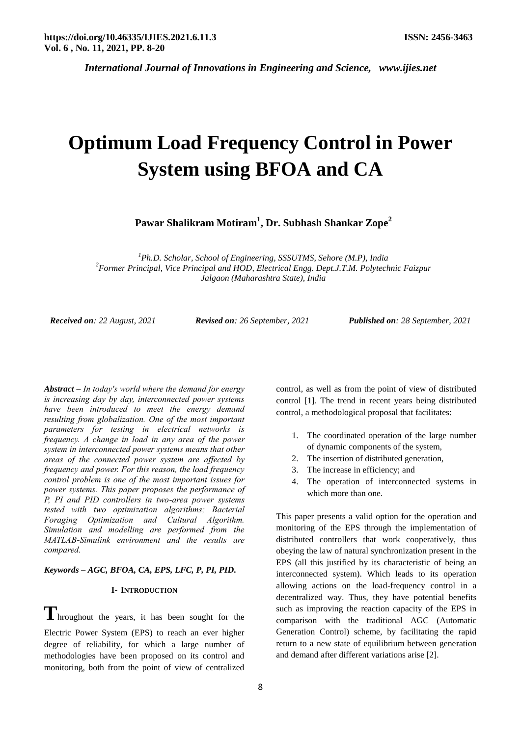*International Journal of Innovations in Engineering and Science, www.ijies.net*

# Optimum Load Frequency Control in Power System using BFOA and CA

**Pawar Shalikram Motiram[1], Dr. Subhash Shankar Zope[2]**

[1]*Ph.D. Scholar, School of Engineering, SSSUTMS, Sehore (M.P), India*
[2]*Former Principal, Vice Principal and HOD, Electrical Engg. Dept.J.T.M. Polytechnic Faizpur Jalgaon (Maharashtra State), India*

***Received on**: 22 August, 2021* ***Revised on**: 26 September, 2021* ***Published on**: 28 September, 2021*

***Abstract –*** *In today's world where the demand for energy is increasing day by day, interconnected power systems have been introduced to meet the energy demand resulting from globalization. One of the most important parameters for testing in electrical networks is frequency. A change in load in any area of the power system in interconnected power systems means that other areas of the connected power system are affected by frequency and power. For this reason, the load frequency control problem is one of the most important issues for power systems. This paper proposes the performance of P, PI and PID controllers in two-area power systems tested with two optimization algorithms; Bacterial Foraging Optimization and Cultural Algorithm. Simulation and modelling are performed from the MATLAB-Simulink environment and the results are compared.*

***Keywords –*** ***AGC, BFOA, CA, EPS, LFC, P, PI, PID.***

## I- INTRODUCTION

Throughout the years, it has been sought for the Electric Power System (EPS) to reach an ever higher degree of reliability, for which a large number of methodologies have been proposed on its control and monitoring, both from the point of view of centralized control, as well as from the point of view of distributed control [1]. The trend in recent years being distributed control, a methodological proposal that facilitates:

1. The coordinated operation of the large number of dynamic components of the system,
2. The insertion of distributed generation,
3. The increase in efficiency; and
4. The operation of interconnected systems in which more than one.

This paper presents a valid option for the operation and monitoring of the EPS through the implementation of distributed controllers that work cooperatively, thus obeying the law of natural synchronization present in the EPS (all this justified by its characteristic of being an interconnected system). Which leads to its operation allowing actions on the load-frequency control in a decentralized way. Thus, they have potential benefits such as improving the reaction capacity of the EPS in comparison with the traditional AGC (Automatic Generation Control) scheme, by facilitating the rapid return to a new state of equilibrium between generation and demand after different variations arise [2].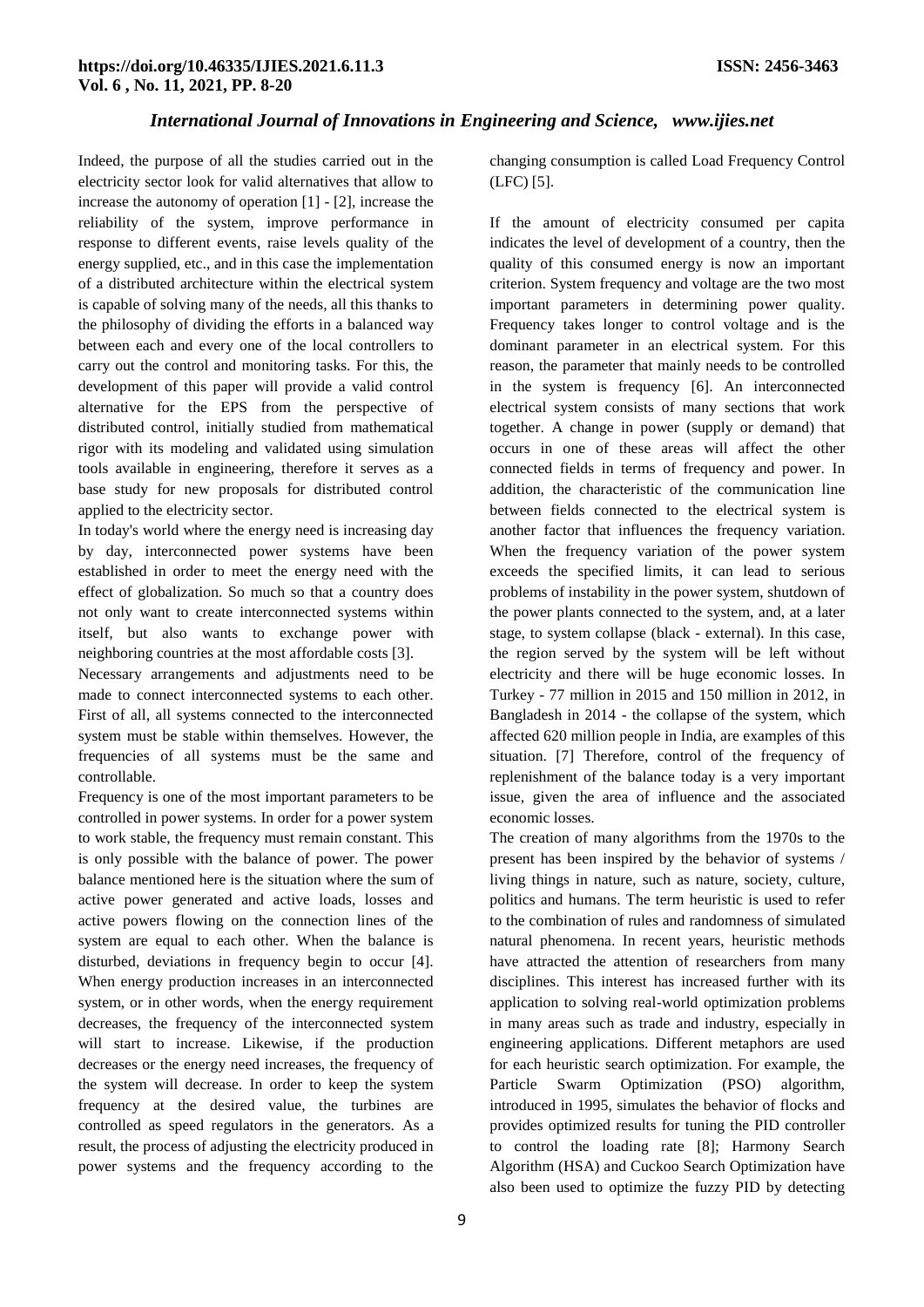Indeed, the purpose of all the studies carried out in the electricity sector look for valid alternatives that allow to increase the autonomy of operation [1] - [2], increase the reliability of the system, improve performance in response to different events, raise levels quality of the energy supplied, etc., and in this case the implementation of a distributed architecture within the electrical system is capable of solving many of the needs, all this thanks to the philosophy of dividing the efforts in a balanced way between each and every one of the local controllers to carry out the control and monitoring tasks. For this, the development of this paper will provide a valid control alternative for the EPS from the perspective of distributed control, initially studied from mathematical rigor with its modeling and validated using simulation tools available in engineering, therefore it serves as a base study for new proposals for distributed control applied to the electricity sector.

In today's world where the energy need is increasing day by day, interconnected power systems have been established in order to meet the energy need with the effect of globalization. So much so that a country does not only want to create interconnected systems within itself, but also wants to exchange power with neighboring countries at the most affordable costs [3].

Necessary arrangements and adjustments need to be made to connect interconnected systems to each other. First of all, all systems connected to the interconnected system must be stable within themselves. However, the frequencies of all systems must be the same and controllable.

Frequency is one of the most important parameters to be controlled in power systems. In order for a power system to work stable, the frequency must remain constant. This is only possible with the balance of power. The power balance mentioned here is the situation where the sum of active power generated and active loads, losses and active powers flowing on the connection lines of the system are equal to each other. When the balance is disturbed, deviations in frequency begin to occur [4]. When energy production increases in an interconnected system, or in other words, when the energy requirement decreases, the frequency of the interconnected system will start to increase. Likewise, if the production decreases or the energy need increases, the frequency of the system will decrease. In order to keep the system frequency at the desired value, the turbines are controlled as speed regulators in the generators. As a result, the process of adjusting the electricity produced in power systems and the frequency according to the changing consumption is called Load Frequency Control (LFC) [5].

If the amount of electricity consumed per capita indicates the level of development of a country, then the quality of this consumed energy is now an important criterion. System frequency and voltage are the two most important parameters in determining power quality. Frequency takes longer to control voltage and is the dominant parameter in an electrical system. For this reason, the parameter that mainly needs to be controlled in the system is frequency [6]. An interconnected electrical system consists of many sections that work together. A change in power (supply or demand) that occurs in one of these areas will affect the other connected fields in terms of frequency and power. In addition, the characteristic of the communication line between fields connected to the electrical system is another factor that influences the frequency variation. When the frequency variation of the power system exceeds the specified limits, it can lead to serious problems of instability in the power system, shutdown of the power plants connected to the system, and, at a later stage, to system collapse (black - external). In this case, the region served by the system will be left without electricity and there will be huge economic losses. In Turkey - 77 million in 2015 and 150 million in 2012, in Bangladesh in 2014 - the collapse of the system, which affected 620 million people in India, are examples of this situation. [7] Therefore, control of the frequency of replenishment of the balance today is a very important issue, given the area of influence and the associated economic losses.

The creation of many algorithms from the 1970s to the present has been inspired by the behavior of systems / living things in nature, such as nature, society, culture, politics and humans. The term heuristic is used to refer to the combination of rules and randomness of simulated natural phenomena. In recent years, heuristic methods have attracted the attention of researchers from many disciplines. This interest has increased further with its application to solving real-world optimization problems in many areas such as trade and industry, especially in engineering applications. Different metaphors are used for each heuristic search optimization. For example, the Particle Swarm Optimization (PSO) algorithm, introduced in 1995, simulates the behavior of flocks and provides optimized results for tuning the PID controller to control the loading rate [8]; Harmony Search Algorithm (HSA) and Cuckoo Search Optimization have also been used to optimize the fuzzy PID by detecting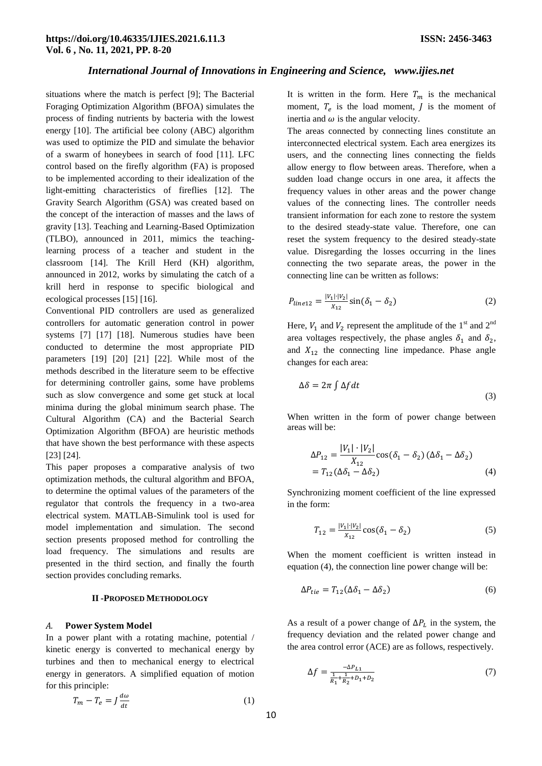situations where the match is perfect [9]; The Bacterial Foraging Optimization Algorithm (BFOA) simulates the process of finding nutrients by bacteria with the lowest energy [10]. The artificial bee colony (ABC) algorithm was used to optimize the PID and simulate the behavior of a swarm of honeybees in search of food [11]. LFC control based on the firefly algorithm (FA) is proposed to be implemented according to their idealization of the light-emitting characteristics of fireflies [12]. The Gravity Search Algorithm (GSA) was created based on the concept of the interaction of masses and the laws of gravity [13]. Teaching and Learning-Based Optimization (TLBO), announced in 2011, mimics the teaching-learning process of a teacher and student in the classroom [14]. The Krill Herd (KH) algorithm, announced in 2012, works by simulating the catch of a krill herd in response to specific biological and ecological processes [15] [16].

Conventional PID controllers are used as generalized controllers for automatic generation control in power systems [7] [17] [18]. Numerous studies have been conducted to determine the most appropriate PID parameters [19] [20] [21] [22]. While most of the methods described in the literature seem to be effective for determining controller gains, some have problems such as slow convergence and some get stuck at local minima during the global minimum search phase. The Cultural Algorithm (CA) and the Bacterial Search Optimization Algorithm (BFOA) are heuristic methods that have shown the best performance with these aspects [23] [24].

This paper proposes a comparative analysis of two optimization methods, the cultural algorithm and BFOA, to determine the optimal values of the parameters of the regulator that controls the frequency in a two-area electrical system. MATLAB-Simulink tool is used for model implementation and simulation. The second section presents proposed method for controlling the load frequency. The simulations and results are presented in the third section, and finally the fourth section provides concluding remarks.

## II - PROPOSED METHODOLOGY

### A. Power System Model

In a power plant with a rotating machine, potential / kinetic energy is converted to mechanical energy by turbines and then to mechanical energy to electrical energy in generators. A simplified equation of motion for this principle:

$$T_m - T_e = J\frac{d\omega}{dt} \tag{1}$$

It is written in the form. Here $T_m$ is the mechanical moment, $T_e$ is the load moment, $J$ is the moment of inertia and $\omega$ is the angular velocity.

The areas connected by connecting lines constitute an interconnected electrical system. Each area energizes its users, and the connecting lines connecting the fields allow energy to flow between areas. Therefore, when a sudden load change occurs in one area, it affects the frequency values in other areas and the power change values of the connecting lines. The controller needs transient information for each zone to restore the system to the desired steady-state value. Therefore, one can reset the system frequency to the desired steady-state value. Disregarding the losses occurring in the lines connecting the two separate areas, the power in the connecting line can be written as follows:

$$P_{line12} = \frac{|V_1|\cdot|V_2|}{X_{12}}\sin(\delta_1 - \delta_2) \tag{2}$$

Here, $V_1$ and $V_2$ represent the amplitude of the 1st and 2nd area voltages respectively, the phase angles $\delta_1$ and $\delta_2$, and $X_{12}$ the connecting line impedance. Phase angle changes for each area:

$$\Delta\delta = 2\pi\int \Delta f dt \tag{3}$$

When written in the form of power change between areas will be:

$$\Delta P_{12} = \frac{|V_1|\cdot|V_2|}{X_{12}}\cos(\delta_1 - \delta_2)\,(\Delta\delta_1 - \Delta\delta_2) = T_{12}(\Delta\delta_1 - \Delta\delta_2) \tag{4}$$

Synchronizing moment coefficient of the line expressed in the form:

$$T_{12} = \frac{|V_1|\cdot|V_2|}{X_{12}}\cos(\delta_1 - \delta_2) \tag{5}$$

When the moment coefficient is written instead in equation (4), the connection line power change will be:

$$\Delta P_{tie} = T_{12}(\Delta\delta_1 - \Delta\delta_2) \tag{6}$$

As a result of a power change of $\Delta P_L$ in the system, the frequency deviation and the related power change and the area control error (ACE) are as follows, respectively.

$$\Delta f = \frac{-\Delta P_{L1}}{\frac{1}{R_1}+\frac{1}{R_2}+D_1+D_2} \tag{7}$$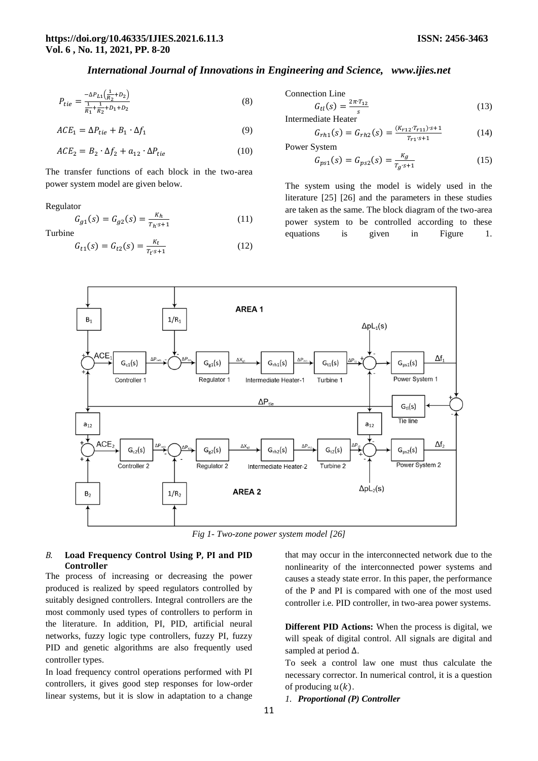$$P_{tie} = \frac{-\Delta P_{L1}\left(\frac{1}{R_2}+D_2\right)}{\frac{1}{R_1}+\frac{1}{R_2}+D_1+D_2} \tag{8}$$

$$ACE_1 = \Delta P_{tie} + B_1 \cdot \Delta f_1 \tag{9}$$

$$ACE_2 = B_2 \cdot \Delta f_2 + a_{12} \cdot \Delta P_{tie} \tag{10}$$

The transfer functions of each block in the two-area power system model are given below.

Regulator

$$G_{g1}(s) = G_{g2}(s) = \frac{K_h}{T_h \cdot s+1} \tag{11}$$

Turbine

$$G_{t1}(s) = G_{t2}(s) = \frac{K_t}{T_t \cdot s+1} \tag{12}$$

Connection Line

$$G_{tl}(s) = \frac{2\pi \cdot T_{12}}{s} \tag{13}$$

Intermediate Heater

$$G_{rh1}(s) = G_{rh2}(s) = \frac{(K_{r12} \cdot T_{r11}) \cdot s+1}{T_{r1} \cdot s+1} \tag{14}$$

Power System

$$G_{ps1}(s) = G_{ps2}(s) = \frac{K_g}{T_g \cdot s+1} \tag{15}$$

The system using the model is widely used in the literature [25] [26] and the parameters in these studies are taken as the same. The block diagram of the two-area power system to be controlled according to these equations is given in Figure 1.

*Fig 1- Two-zone power system model [26]*

### *B.* Load Frequency Control Using P, PI and PID Controller

The process of increasing or decreasing the power produced is realized by speed regulators controlled by suitably designed controllers. Integral controllers are the most commonly used types of controllers to perform in the literature. In addition, PI, PID, artificial neural networks, fuzzy logic type controllers, fuzzy PI, fuzzy PID and genetic algorithms are also frequently used controller types.

In load frequency control operations performed with PI controllers, it gives good step responses for low-order linear systems, but it is slow in adaptation to a change that may occur in the interconnected network due to the nonlinearity of the interconnected power systems and causes a steady state error. In this paper, the performance of the P and PI is compared with one of the most used controller i.e. PID controller, in two-area power systems.

**Different PID Actions:** When the process is digital, we will speak of digital control. All signals are digital and sampled at period $\Delta$.

To seek a control law one must thus calculate the necessary corrector. In numerical control, it is a question of producing $u(k)$.

*1. **Proportional (P) Controller***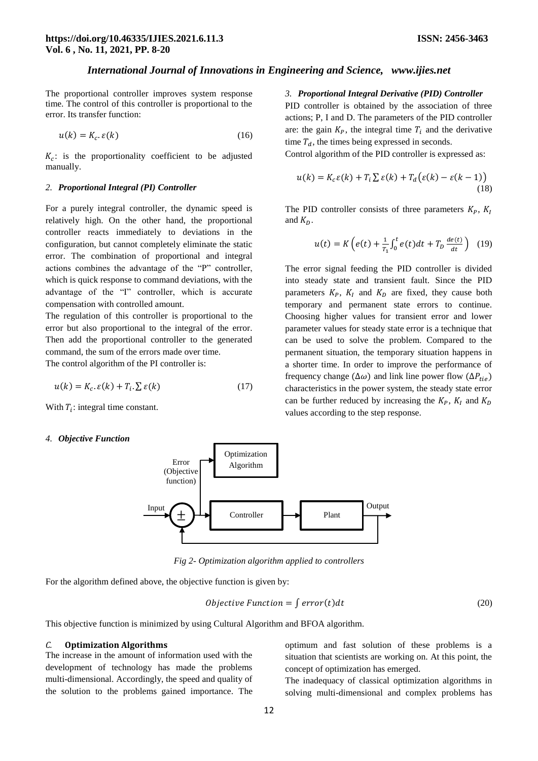The proportional controller improves system response time. The control of this controller is proportional to the error. Its transfer function:

$$u(k) = K_c.\varepsilon(k) \tag{16}$$

$K_c$: is the proportionality coefficient to be adjusted manually.

### 2. *Proportional Integral (PI) Controller*

For a purely integral controller, the dynamic speed is relatively high. On the other hand, the proportional controller reacts immediately to deviations in the configuration, but cannot completely eliminate the static error. The combination of proportional and integral actions combines the advantage of the "P" controller, which is quick response to command deviations, with the advantage of the "I" controller, which is accurate compensation with controlled amount.

The regulation of this controller is proportional to the error but also proportional to the integral of the error. Then add the proportional controller to the generated command, the sum of the errors made over time.

The control algorithm of the PI controller is:

$$u(k) = K_c.\varepsilon(k) + T_i.\sum\varepsilon(k) \tag{17}$$

With $T_i$: integral time constant.

### 3. *Proportional Integral Derivative (PID) Controller*

PID controller is obtained by the association of three actions; P, I and D. The parameters of the PID controller are: the gain $K_P$, the integral time $T_i$ and the derivative time $T_d$, the times being expressed in seconds.

Control algorithm of the PID controller is expressed as:

$$u(k) = K_c\varepsilon(k) + T_i\sum\varepsilon(k) + T_d\big(\varepsilon(k) - \varepsilon(k-1)\big) \tag{18}$$

The PID controller consists of three parameters $K_P$, $K_I$ and $K_D$.

$$u(t) = K\left(e(t) + \frac{1}{T_1}\int_0^t e(t)dt + T_D\frac{de(t)}{dt}\right) \tag{19}$$

The error signal feeding the PID controller is divided into steady state and transient fault. Since the PID parameters $K_P$, $K_I$ and $K_D$ are fixed, they cause both temporary and permanent state errors to continue. Choosing higher values for transient error and lower parameter values for steady state error is a technique that can be used to solve the problem. Compared to the permanent situation, the temporary situation happens in a shorter time. In order to improve the performance of frequency change ($\Delta\omega$) and link line power flow ($\Delta P_{tie}$) characteristics in the power system, the steady state error can be further reduced by increasing the $K_P$, $K_I$ and $K_D$ values according to the step response.

### 4. *Objective Function*

*Fig 2- Optimization algorithm applied to controllers*

For the algorithm defined above, the objective function is given by:

$$Objective\ Function = \int error(t)dt \tag{20}$$

This objective function is minimized by using Cultural Algorithm and BFOA algorithm.

## *C.* Optimization Algorithms

The increase in the amount of information used with the development of technology has made the problems multi-dimensional. Accordingly, the speed and quality of the solution to the problems gained importance. The optimum and fast solution of these problems is a situation that scientists are working on. At this point, the concept of optimization has emerged.

The inadequacy of classical optimization algorithms in solving multi-dimensional and complex problems has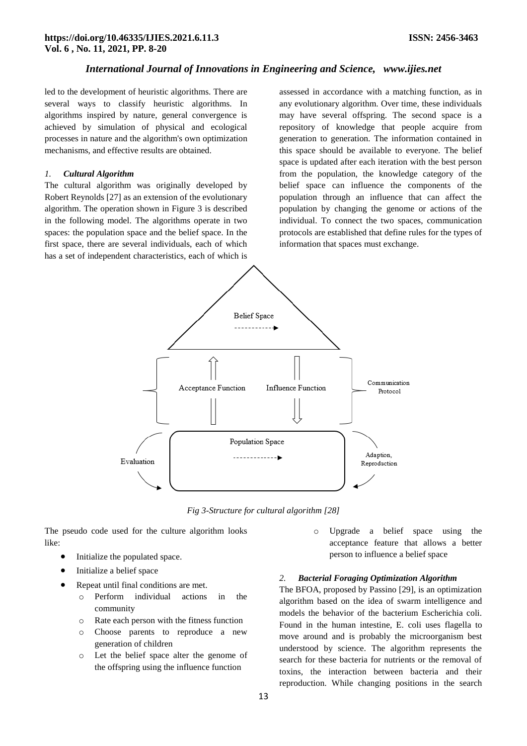led to the development of heuristic algorithms. There are several ways to classify heuristic algorithms. In algorithms inspired by nature, general convergence is achieved by simulation of physical and ecological processes in nature and the algorithm's own optimization mechanisms, and effective results are obtained.

### *1. Cultural Algorithm*

The cultural algorithm was originally developed by Robert Reynolds [27] as an extension of the evolutionary algorithm. The operation shown in Figure 3 is described in the following model. The algorithms operate in two spaces: the population space and the belief space. In the first space, there are several individuals, each of which has a set of independent characteristics, each of which is assessed in accordance with a matching function, as in any evolutionary algorithm. Over time, these individuals may have several offspring. The second space is a repository of knowledge that people acquire from generation to generation. The information contained in this space should be available to everyone. The belief space is updated after each iteration with the best person from the population, the knowledge category of the belief space can influence the components of the population through an influence that can affect the population by changing the genome or actions of the individual. To connect the two spaces, communication protocols are established that define rules for the types of information that spaces must exchange.

Belief Space

Acceptance Function

Influence Function

Communication Protocol

Population Space

Evaluation

Adaption, Reproduction

*Fig 3-Structure for cultural algorithm [28]*

The pseudo code used for the culture algorithm looks like:

- Initialize the populated space.
- Initialize a belief space
- Repeat until final conditions are met.
  - Perform individual actions in the community
  - Rate each person with the fitness function
  - Choose parents to reproduce a new generation of children
  - Let the belief space alter the genome of the offspring using the influence function
  - Upgrade a belief space using the acceptance feature that allows a better person to influence a belief space

### *2. Bacterial Foraging Optimization Algorithm*

The BFOA, proposed by Passino [29], is an optimization algorithm based on the idea of swarm intelligence and models the behavior of the bacterium Escherichia coli. Found in the human intestine, E. coli uses flagella to move around and is probably the microorganism best understood by science. The algorithm represents the search for these bacteria for nutrients or the removal of toxins, the interaction between bacteria and their reproduction. While changing positions in the search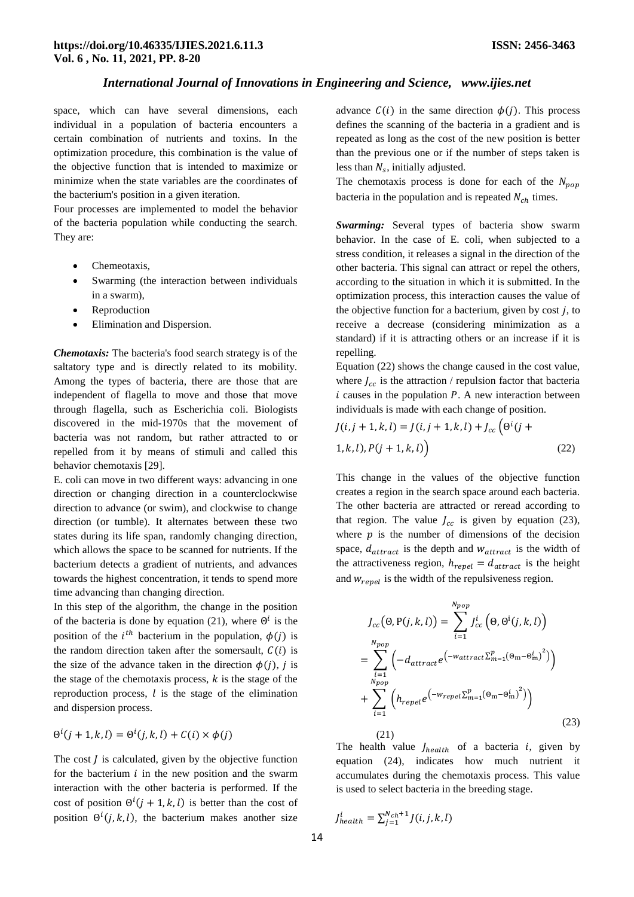space, which can have several dimensions, each individual in a population of bacteria encounters a certain combination of nutrients and toxins. In the optimization procedure, this combination is the value of the objective function that is intended to maximize or minimize when the state variables are the coordinates of the bacterium's position in a given iteration.

Four processes are implemented to model the behavior of the bacteria population while conducting the search. They are:

- Chemeotaxis,
- Swarming (the interaction between individuals in a swarm),
- Reproduction
- Elimination and Dispersion.

***Chemotaxis:*** The bacteria's food search strategy is of the saltatory type and is directly related to its mobility. Among the types of bacteria, there are those that are independent of flagella to move and those that move through flagella, such as Escherichia coli. Biologists discovered in the mid-1970s that the movement of bacteria was not random, but rather attracted to or repelled from it by means of stimuli and called this behavior chemotaxis [29].

E. coli can move in two different ways: advancing in one direction or changing direction in a counterclockwise direction to advance (or swim), and clockwise to change direction (or tumble). It alternates between these two states during its life span, randomly changing direction, which allows the space to be scanned for nutrients. If the bacterium detects a gradient of nutrients, and advances towards the highest concentration, it tends to spend more time advancing than changing direction.

In this step of the algorithm, the change in the position of the bacteria is done by equation (21), where $\Theta^i$ is the position of the $i^{th}$ bacterium in the population, $\phi(j)$ is the random direction taken after the somersault, $C(i)$ is the size of the advance taken in the direction $\phi(j)$, $j$ is the stage of the chemotaxis process, $k$ is the stage of the reproduction process, $l$ is the stage of the elimination and dispersion process.

$$\Theta^i(j+1,k,l) = \Theta^i(j,k,l) + C(i) \times \phi(j) \tag{21}$$

The cost $J$ is calculated, given by the objective function for the bacterium $i$ in the new position and the swarm interaction with the other bacteria is performed. If the cost of position $\Theta^i(j+1,k,l)$ is better than the cost of position $\Theta^i(j,k,l)$, the bacterium makes another size advance $C(i)$ in the same direction $\phi(j)$. This process defines the scanning of the bacteria in a gradient and is repeated as long as the cost of the new position is better than the previous one or if the number of steps taken is less than $N_s$, initially adjusted.

The chemotaxis process is done for each of the $N_{pop}$ bacteria in the population and is repeated $N_{ch}$ times.

***Swarming:*** Several types of bacteria show swarm behavior. In the case of E. coli, when subjected to a stress condition, it releases a signal in the direction of the other bacteria. This signal can attract or repel the others, according to the situation in which it is submitted. In the optimization process, this interaction causes the value of the objective function for a bacterium, given by cost $j$, to receive a decrease (considering minimization as a standard) if it is attracting others or an increase if it is repelling.

Equation (22) shows the change caused in the cost value, where $J_{cc}$ is the attraction / repulsion factor that bacteria $i$ causes in the population $P$. A new interaction between individuals is made with each change of position.

$$J(i,j+1,k,l) = J(i,j+1,k,l) + J_{cc}\left(\Theta^i(j+1,k,l), P(j+1,k,l)\right) \tag{22}$$

This change in the values of the objective function creates a region in the search space around each bacteria. The other bacteria are attracted or reread according to that region. The value $J_{cc}$ is given by equation (23), where $p$ is the number of dimensions of the decision space, $d_{attract}$ is the depth and $w_{attract}$ is the width of the attractiveness region, $h_{repel} = d_{attract}$ is the height and $w_{repel}$ is the width of the repulsiveness region.

$$J_{cc}\left(\Theta, P(j,k,l)\right) = \sum_{i=1}^{N_{pop}} J_{cc}^{i}\left(\Theta, \Theta^{i}(j,k,l)\right) = \sum_{i=1}^{N_{pop}} \left(-d_{attract} e^{\left(-w_{attract}\sum_{m=1}^{p}(\Theta_m - \Theta_m^i)^2\right)}\right) + \sum_{i=1}^{N_{pop}} \left(h_{repel} e^{\left(-w_{repel}\sum_{m=1}^{p}(\Theta_m - \Theta_m^i)^2\right)}\right) \tag{23}$$

The health value $J_{health}$ of a bacteria $i$, given by equation (24), indicates how much nutrient it accumulates during the chemotaxis process. This value is used to select bacteria in the breeding stage.

$$J_{health}^{i} = \sum_{j=1}^{N_{ch}+1} J(i,j,k,l)$$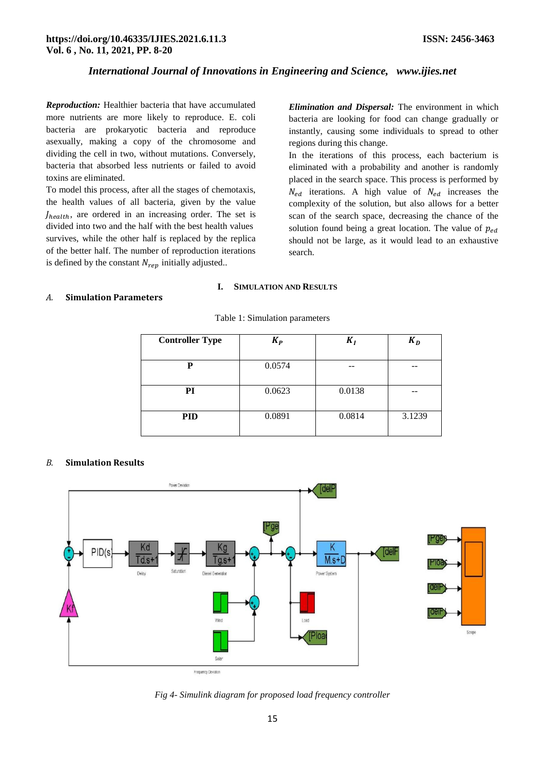***Reproduction:*** Healthier bacteria that have accumulated more nutrients are more likely to reproduce. E. coli bacteria are prokaryotic bacteria and reproduce asexually, making a copy of the chromosome and dividing the cell in two, without mutations. Conversely, bacteria that absorbed less nutrients or failed to avoid toxins are eliminated.

To model this process, after all the stages of chemotaxis, the health values of all bacteria, given by the value $J_{health}$, are ordered in an increasing order. The set is divided into two and the half with the best health values survives, while the other half is replaced by the replica of the better half. The number of reproduction iterations is defined by the constant $N_{rep}$ initially adjusted..

***Elimination and Dispersal:*** The environment in which bacteria are looking for food can change gradually or instantly, causing some individuals to spread to other regions during this change.

In the iterations of this process, each bacterium is eliminated with a probability and another is randomly placed in the search space. This process is performed by $N_{ed}$ iterations. A high value of $N_{ed}$ increases the complexity of the solution, but also allows for a better scan of the search space, decreasing the chance of the solution found being a great location. The value of $p_{ed}$ should not be large, as it would lead to an exhaustive search.

# I. Simulation and Results

## A. Simulation Parameters

Table 1: Simulation parameters

| Controller Type | $K_P$ | $K_I$ | $K_D$ |
|---|---|---|---|
| **P** | 0.0574 | -- | -- |
| **PI** | 0.0623 | 0.0138 | -- |
| **PID** | 0.0891 | 0.0814 | 3.1239 |

## B. Simulation Results

*Fig 4- Simulink diagram for proposed load frequency controller*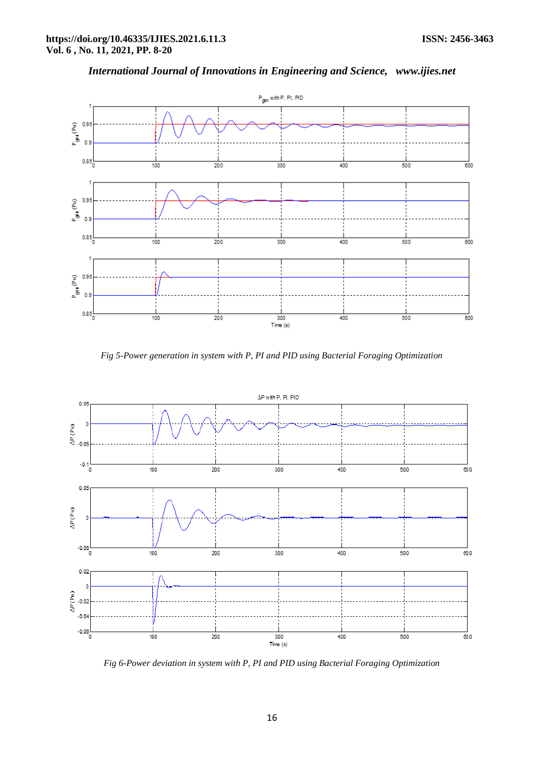*Fig 5-Power generation in system with P, PI and PID using Bacterial Foraging Optimization*

*Fig 6-Power deviation in system with P, PI and PID using Bacterial Foraging Optimization*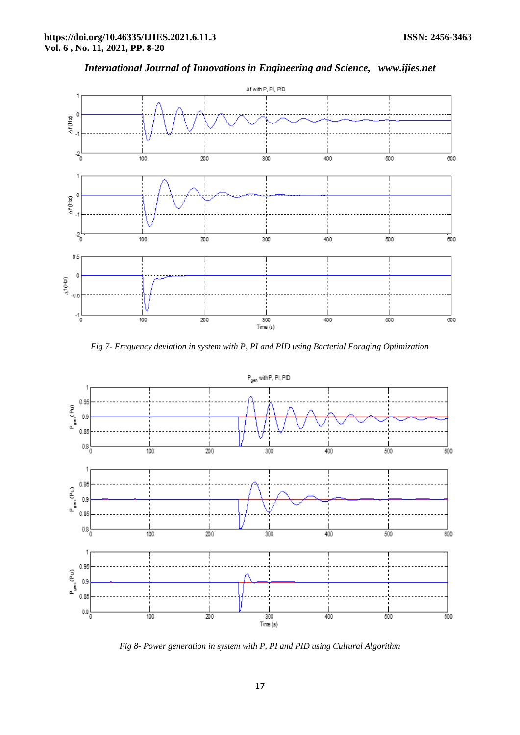*Fig 7- Frequency deviation in system with P, PI and PID using Bacterial Foraging Optimization*

*Fig 8- Power generation in system with P, PI and PID using Cultural Algorithm*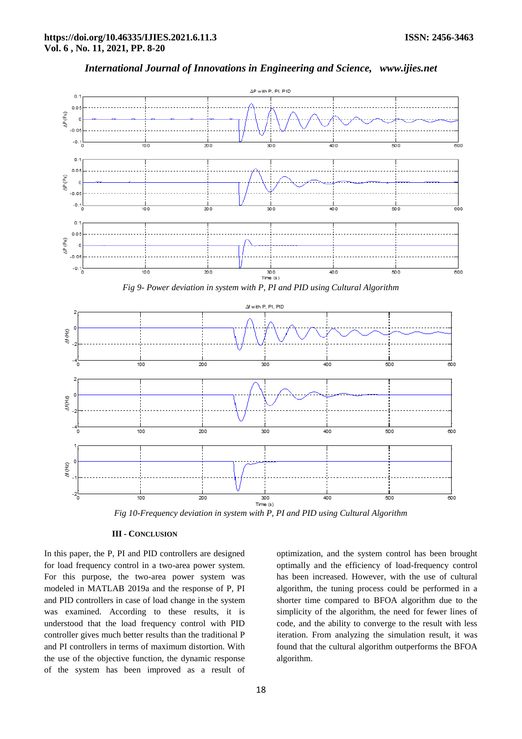*Fig 9- Power deviation in system with P, PI and PID using Cultural Algorithm*

*Fig 10-Frequency deviation in system with P, PI and PID using Cultural Algorithm*

## III - CONCLUSION

In this paper, the P, PI and PID controllers are designed for load frequency control in a two-area power system. For this purpose, the two-area power system was modeled in MATLAB 2019a and the response of P, PI and PID controllers in case of load change in the system was examined. According to these results, it is understood that the load frequency control with PID controller gives much better results than the traditional P and PI controllers in terms of maximum distortion. With the use of the objective function, the dynamic response of the system has been improved as a result of optimization, and the system control has been brought optimally and the efficiency of load-frequency control has been increased. However, with the use of cultural algorithm, the tuning process could be performed in a shorter time compared to BFOA algorithm due to the simplicity of the algorithm, the need for fewer lines of code, and the ability to converge to the result with less iteration. From analyzing the simulation result, it was found that the cultural algorithm outperforms the BFOA algorithm.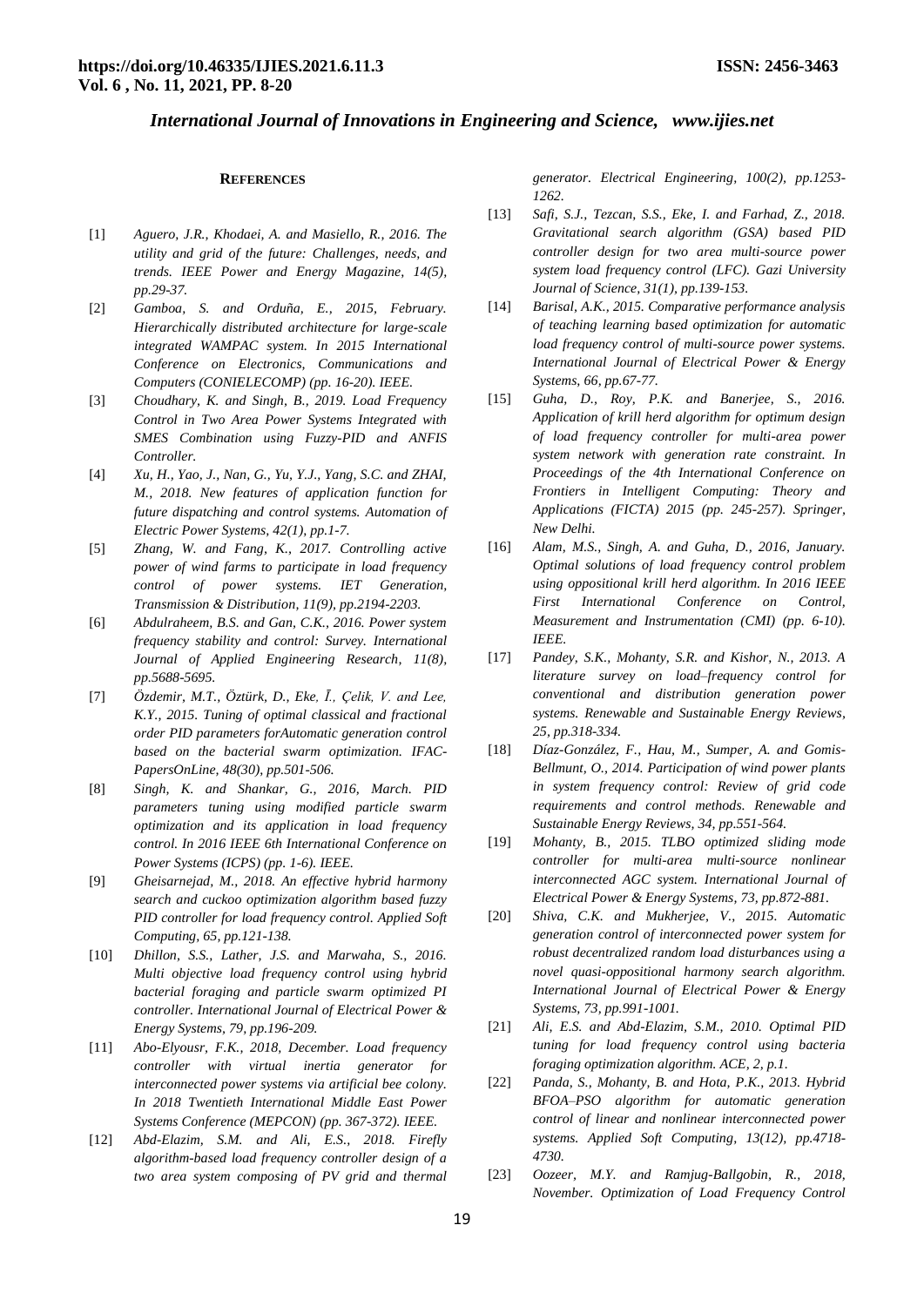## REFERENCES

[1] *Aguero, J.R., Khodaei, A. and Masiello, R., 2016. The utility and grid of the future: Challenges, needs, and trends. IEEE Power and Energy Magazine, 14(5), pp.29-37.*

[2] *Gamboa, S. and Orduña, E., 2015, February. Hierarchically distributed architecture for large-scale integrated WAMPAC system. In 2015 International Conference on Electronics, Communications and Computers (CONIELECOMP) (pp. 16-20). IEEE.*

[3] *Choudhary, K. and Singh, B., 2019. Load Frequency Control in Two Area Power Systems Integrated with SMES Combination using Fuzzy-PID and ANFIS Controller.*

[4] *Xu, H., Yao, J., Nan, G., Yu, Y.J., Yang, S.C. and ZHAI, M., 2018. New features of application function for future dispatching and control systems. Automation of Electric Power Systems, 42(1), pp.1-7.*

[5] *Zhang, W. and Fang, K., 2017. Controlling active power of wind farms to participate in load frequency control of power systems. IET Generation, Transmission & Distribution, 11(9), pp.2194-2203.*

[6] *Abdulraheem, B.S. and Gan, C.K., 2016. Power system frequency stability and control: Survey. International Journal of Applied Engineering Research, 11(8), pp.5688-5695.*

[7] *Özdemir, M.T., Öztürk, D., Eke, İ., Çelik, V. and Lee, K.Y., 2015. Tuning of optimal classical and fractional order PID parameters forAutomatic generation control based on the bacterial swarm optimization. IFAC-PapersOnLine, 48(30), pp.501-506.*

[8] *Singh, K. and Shankar, G., 2016, March. PID parameters tuning using modified particle swarm optimization and its application in load frequency control. In 2016 IEEE 6th International Conference on Power Systems (ICPS) (pp. 1-6). IEEE.*

[9] *Gheisarnejad, M., 2018. An effective hybrid harmony search and cuckoo optimization algorithm based fuzzy PID controller for load frequency control. Applied Soft Computing, 65, pp.121-138.*

[10] *Dhillon, S.S., Lather, J.S. and Marwaha, S., 2016. Multi objective load frequency control using hybrid bacterial foraging and particle swarm optimized PI controller. International Journal of Electrical Power & Energy Systems, 79, pp.196-209.*

[11] *Abo-Elyousr, F.K., 2018, December. Load frequency controller with virtual inertia generator for interconnected power systems via artificial bee colony. In 2018 Twentieth International Middle East Power Systems Conference (MEPCON) (pp. 367-372). IEEE.*

[12] *Abd-Elazim, S.M. and Ali, E.S., 2018. Firefly algorithm-based load frequency controller design of a two area system composing of PV grid and thermal generator. Electrical Engineering, 100(2), pp.1253-1262.*

[13] *Safi, S.J., Tezcan, S.S., Eke, I. and Farhad, Z., 2018. Gravitational search algorithm (GSA) based PID controller design for two area multi-source power system load frequency control (LFC). Gazi University Journal of Science, 31(1), pp.139-153.*

[14] *Barisal, A.K., 2015. Comparative performance analysis of teaching learning based optimization for automatic load frequency control of multi-source power systems. International Journal of Electrical Power & Energy Systems, 66, pp.67-77.*

[15] *Guha, D., Roy, P.K. and Banerjee, S., 2016. Application of krill herd algorithm for optimum design of load frequency controller for multi-area power system network with generation rate constraint. In Proceedings of the 4th International Conference on Frontiers in Intelligent Computing: Theory and Applications (FICTA) 2015 (pp. 245-257). Springer, New Delhi.*

[16] *Alam, M.S., Singh, A. and Guha, D., 2016, January. Optimal solutions of load frequency control problem using oppositional krill herd algorithm. In 2016 IEEE First International Conference on Control, Measurement and Instrumentation (CMI) (pp. 6-10). IEEE.*

[17] *Pandey, S.K., Mohanty, S.R. and Kishor, N., 2013. A literature survey on load–frequency control for conventional and distribution generation power systems. Renewable and Sustainable Energy Reviews, 25, pp.318-334.*

[18] *Díaz-González, F., Hau, M., Sumper, A. and Gomis-Bellmunt, O., 2014. Participation of wind power plants in system frequency control: Review of grid code requirements and control methods. Renewable and Sustainable Energy Reviews, 34, pp.551-564.*

[19] *Mohanty, B., 2015. TLBO optimized sliding mode controller for multi-area multi-source nonlinear interconnected AGC system. International Journal of Electrical Power & Energy Systems, 73, pp.872-881.*

[20] *Shiva, C.K. and Mukherjee, V., 2015. Automatic generation control of interconnected power system for robust decentralized random load disturbances using a novel quasi-oppositional harmony search algorithm. International Journal of Electrical Power & Energy Systems, 73, pp.991-1001.*

[21] *Ali, E.S. and Abd-Elazim, S.M., 2010. Optimal PID tuning for load frequency control using bacteria foraging optimization algorithm. ACE, 2, p.1.*

[22] *Panda, S., Mohanty, B. and Hota, P.K., 2013. Hybrid BFOA–PSO algorithm for automatic generation control of linear and nonlinear interconnected power systems. Applied Soft Computing, 13(12), pp.4718-4730.*

[23] *Oozeer, M.Y. and Ramjug-Ballgobin, R., 2018, November. Optimization of Load Frequency Control*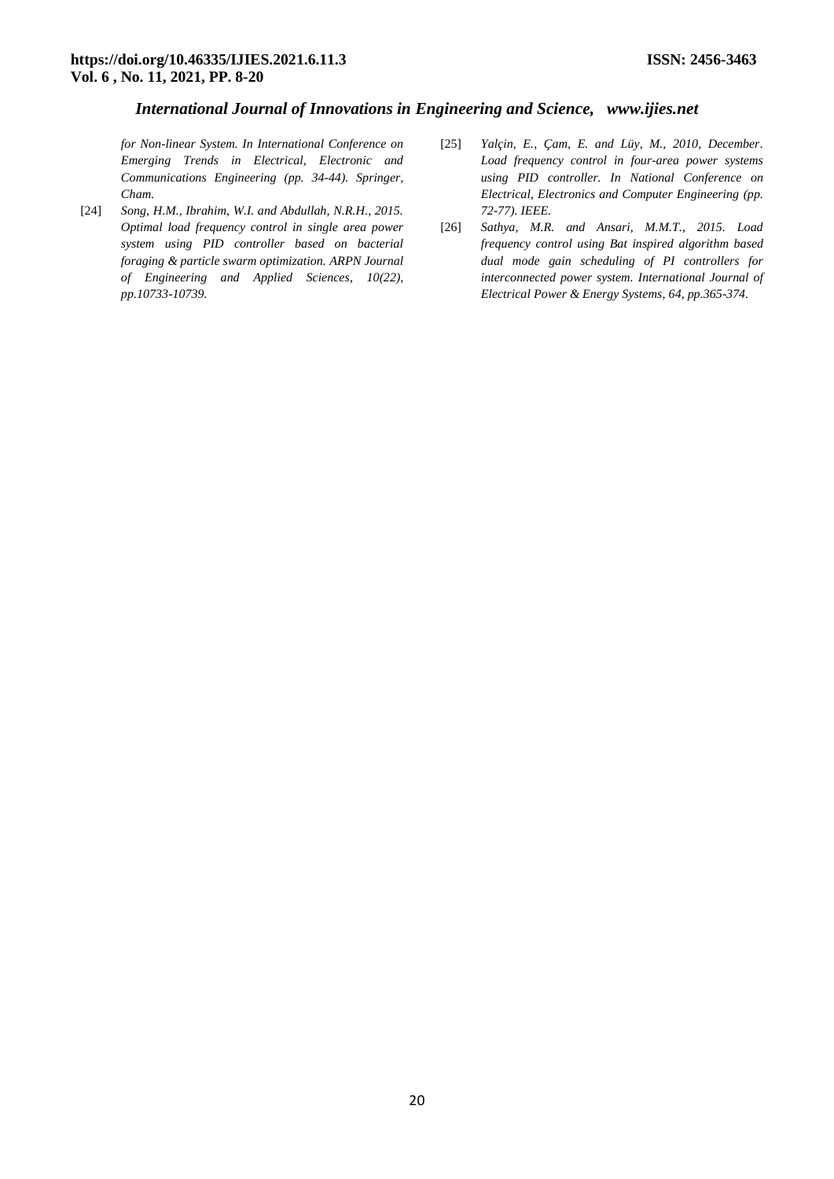*for Non-linear System. In International Conference on Emerging Trends in Electrical, Electronic and Communications Engineering (pp. 34-44). Springer, Cham.*

[24] *Song, H.M., Ibrahim, W.I. and Abdullah, N.R.H., 2015. Optimal load frequency control in single area power system using PID controller based on bacterial foraging & particle swarm optimization. ARPN Journal of Engineering and Applied Sciences, 10(22), pp.10733-10739.*

[25] *Yalçin, E., Çam, E. and Lüy, M., 2010, December. Load frequency control in four-area power systems using PID controller. In National Conference on Electrical, Electronics and Computer Engineering (pp. 72-77). IEEE.*

[26] *Sathya, M.R. and Ansari, M.M.T., 2015. Load frequency control using Bat inspired algorithm based dual mode gain scheduling of PI controllers for interconnected power system. International Journal of Electrical Power & Energy Systems, 64, pp.365-374.*